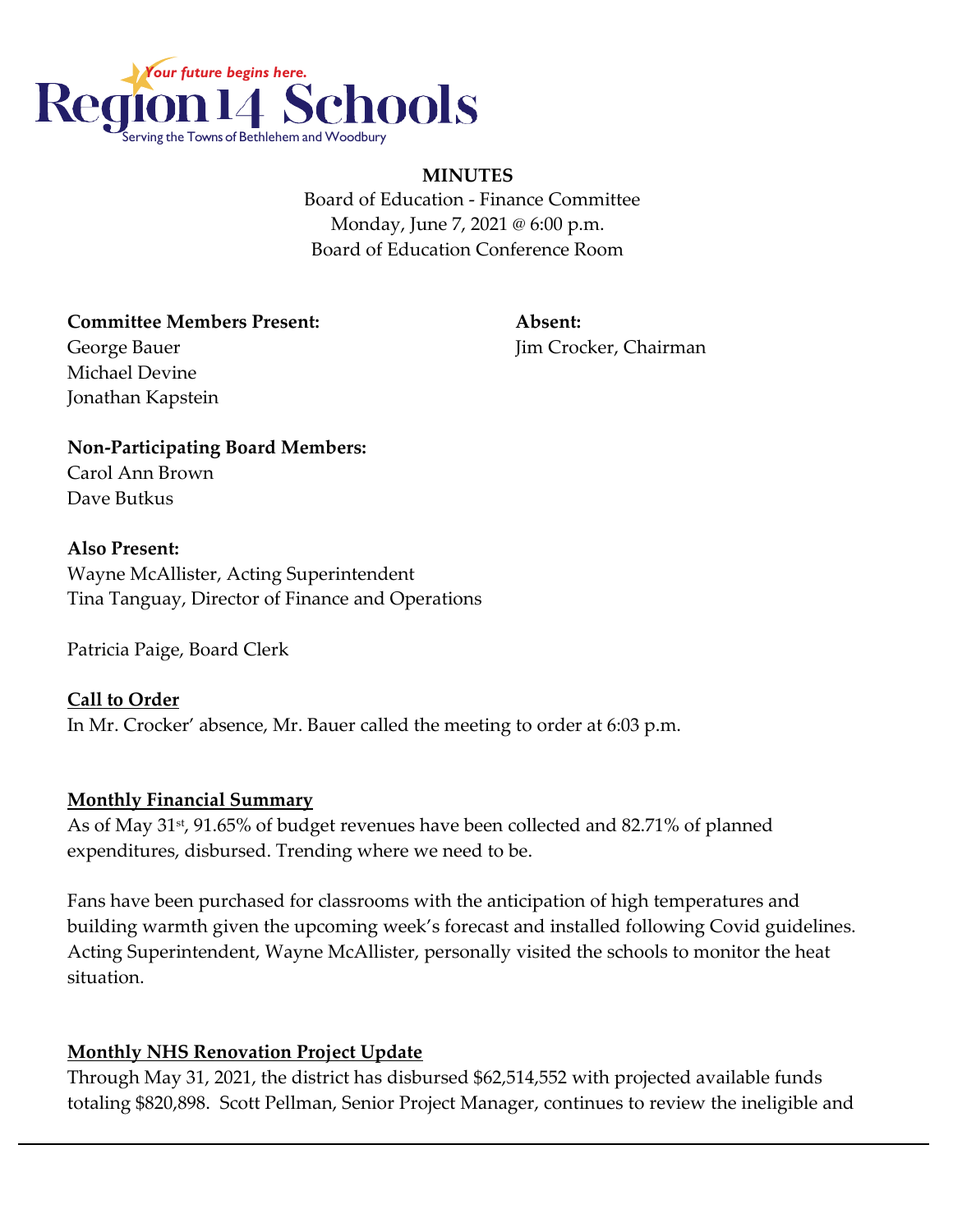Region 14 Schools
*Your future begins here.*
Serving the Towns of Bethlehem and Woodbury

**MINUTES**

Board of Education - Finance Committee
Monday, June 7, 2021 @ 6:00 p.m.
Board of Education Conference Room

**Committee Members Present:**
George Bauer
Michael Devine
Jonathan Kapstein

**Absent:**
Jim Crocker, Chairman

**Non-Participating Board Members:**
Carol Ann Brown
Dave Butkus

**Also Present:**
Wayne McAllister, Acting Superintendent
Tina Tanguay, Director of Finance and Operations

Patricia Paige, Board Clerk

## Call to Order

In Mr. Crocker' absence, Mr. Bauer called the meeting to order at 6:03 p.m.

## Monthly Financial Summary

As of May 31st, 91.65% of budget revenues have been collected and 82.71% of planned expenditures, disbursed. Trending where we need to be.

Fans have been purchased for classrooms with the anticipation of high temperatures and building warmth given the upcoming week's forecast and installed following Covid guidelines. Acting Superintendent, Wayne McAllister, personally visited the schools to monitor the heat situation.

## Monthly NHS Renovation Project Update

Through May 31, 2021, the district has disbursed $62,514,552 with projected available funds totaling $820,898. Scott Pellman, Senior Project Manager, continues to review the ineligible and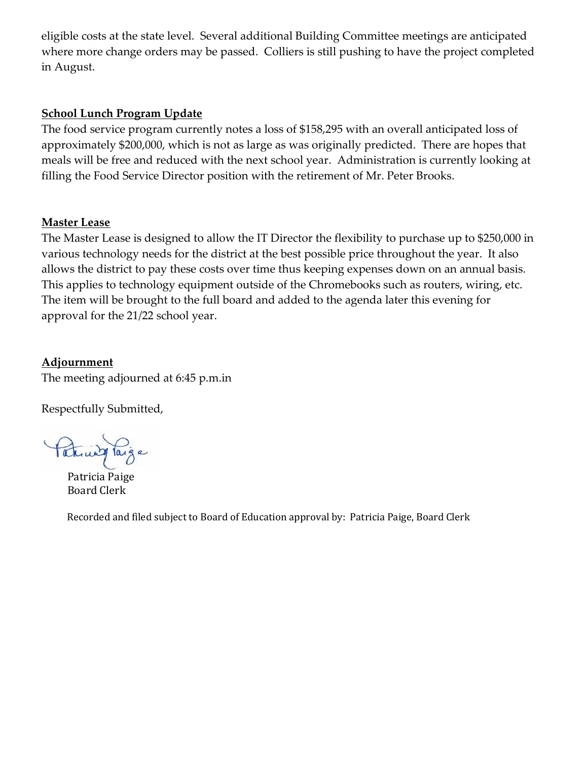eligible costs at the state level. Several additional Building Committee meetings are anticipated where more change orders may be passed. Colliers is still pushing to have the project completed in August.

**School Lunch Program Update**

The food service program currently notes a loss of $158,295 with an overall anticipated loss of approximately $200,000, which is not as large as was originally predicted. There are hopes that meals will be free and reduced with the next school year. Administration is currently looking at filling the Food Service Director position with the retirement of Mr. Peter Brooks.

**Master Lease**

The Master Lease is designed to allow the IT Director the flexibility to purchase up to $250,000 in various technology needs for the district at the best possible price throughout the year. It also allows the district to pay these costs over time thus keeping expenses down on an annual basis. This applies to technology equipment outside of the Chromebooks such as routers, wiring, etc. The item will be brought to the full board and added to the agenda later this evening for approval for the 21/22 school year.

**Adjournment**

The meeting adjourned at 6:45 p.m.in

Respectfully Submitted,

Patricia Paige
Board Clerk

Recorded and filed subject to Board of Education approval by: Patricia Paige, Board Clerk